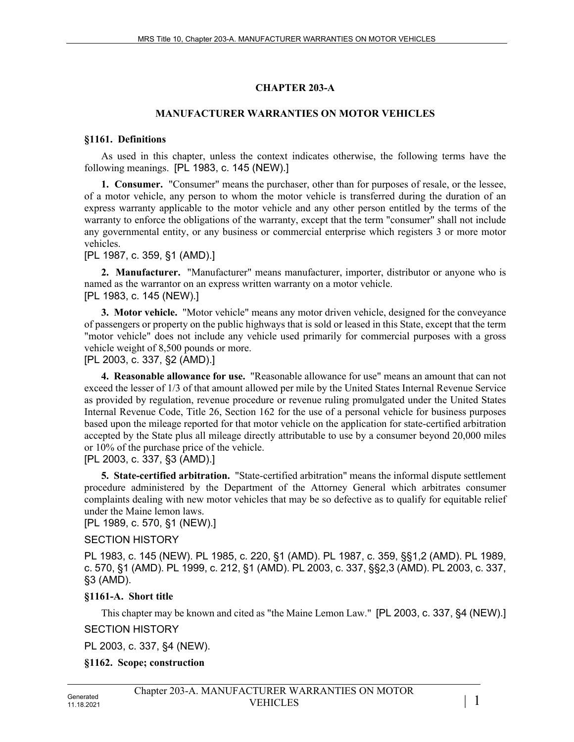# CHAPTER 203-A

## MANUFACTURER WARRANTIES ON MOTOR VEHICLES

### §1161. Definitions

As used in this chapter, unless the context indicates otherwise, the following terms have the following meanings. [PL 1983, c. 145 (NEW).]

**1. Consumer.** "Consumer" means the purchaser, other than for purposes of resale, or the lessee, of a motor vehicle, any person to whom the motor vehicle is transferred during the duration of an express warranty applicable to the motor vehicle and any other person entitled by the terms of the warranty to enforce the obligations of the warranty, except that the term "consumer" shall not include any governmental entity, or any business or commercial enterprise which registers 3 or more motor vehicles.

[PL 1987, c. 359, §1 (AMD).]

**2. Manufacturer.** "Manufacturer" means manufacturer, importer, distributor or anyone who is named as the warrantor on an express written warranty on a motor vehicle.

[PL 1983, c. 145 (NEW).]

**3. Motor vehicle.** "Motor vehicle" means any motor driven vehicle, designed for the conveyance of passengers or property on the public highways that is sold or leased in this State, except that the term "motor vehicle" does not include any vehicle used primarily for commercial purposes with a gross vehicle weight of 8,500 pounds or more.

[PL 2003, c. 337, §2 (AMD).]

**4. Reasonable allowance for use.** "Reasonable allowance for use" means an amount that can not exceed the lesser of 1/3 of that amount allowed per mile by the United States Internal Revenue Service as provided by regulation, revenue procedure or revenue ruling promulgated under the United States Internal Revenue Code, Title 26, Section 162 for the use of a personal vehicle for business purposes based upon the mileage reported for that motor vehicle on the application for state-certified arbitration accepted by the State plus all mileage directly attributable to use by a consumer beyond 20,000 miles or 10% of the purchase price of the vehicle.

[PL 2003, c. 337, §3 (AMD).]

**5. State-certified arbitration.** "State-certified arbitration" means the informal dispute settlement procedure administered by the Department of the Attorney General which arbitrates consumer complaints dealing with new motor vehicles that may be so defective as to qualify for equitable relief under the Maine lemon laws.

[PL 1989, c. 570, §1 (NEW).]

SECTION HISTORY

PL 1983, c. 145 (NEW). PL 1985, c. 220, §1 (AMD). PL 1987, c. 359, §§1,2 (AMD). PL 1989, c. 570, §1 (AMD). PL 1999, c. 212, §1 (AMD). PL 2003, c. 337, §§2,3 (AMD). PL 2003, c. 337, §3 (AMD).

### §1161-A. Short title

This chapter may be known and cited as "the Maine Lemon Law." [PL 2003, c. 337, §4 (NEW).]

SECTION HISTORY

PL 2003, c. 337, §4 (NEW).

### §1162. Scope; construction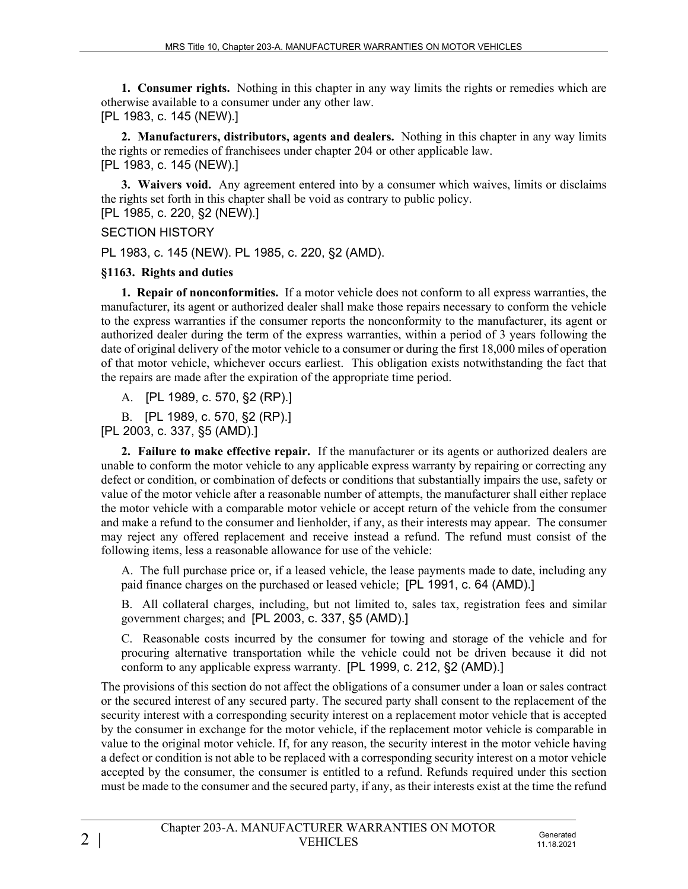**1. Consumer rights.** Nothing in this chapter in any way limits the rights or remedies which are otherwise available to a consumer under any other law.
[PL 1983, c. 145 (NEW).]

**2. Manufacturers, distributors, agents and dealers.** Nothing in this chapter in any way limits the rights or remedies of franchisees under chapter 204 or other applicable law.
[PL 1983, c. 145 (NEW).]

**3. Waivers void.** Any agreement entered into by a consumer which waives, limits or disclaims the rights set forth in this chapter shall be void as contrary to public policy.
[PL 1985, c. 220, §2 (NEW).]

SECTION HISTORY

PL 1983, c. 145 (NEW). PL 1985, c. 220, §2 (AMD).

**§1163. Rights and duties**

**1. Repair of nonconformities.** If a motor vehicle does not conform to all express warranties, the manufacturer, its agent or authorized dealer shall make those repairs necessary to conform the vehicle to the express warranties if the consumer reports the nonconformity to the manufacturer, its agent or authorized dealer during the term of the express warranties, within a period of 3 years following the date of original delivery of the motor vehicle to a consumer or during the first 18,000 miles of operation of that motor vehicle, whichever occurs earliest. This obligation exists notwithstanding the fact that the repairs are made after the expiration of the appropriate time period.

A. [PL 1989, c. 570, §2 (RP).]

B. [PL 1989, c. 570, §2 (RP).]

[PL 2003, c. 337, §5 (AMD).]

**2. Failure to make effective repair.** If the manufacturer or its agents or authorized dealers are unable to conform the motor vehicle to any applicable express warranty by repairing or correcting any defect or condition, or combination of defects or conditions that substantially impairs the use, safety or value of the motor vehicle after a reasonable number of attempts, the manufacturer shall either replace the motor vehicle with a comparable motor vehicle or accept return of the vehicle from the consumer and make a refund to the consumer and lienholder, if any, as their interests may appear. The consumer may reject any offered replacement and receive instead a refund. The refund must consist of the following items, less a reasonable allowance for use of the vehicle:

A. The full purchase price or, if a leased vehicle, the lease payments made to date, including any paid finance charges on the purchased or leased vehicle; [PL 1991, c. 64 (AMD).]

B. All collateral charges, including, but not limited to, sales tax, registration fees and similar government charges; and [PL 2003, c. 337, §5 (AMD).]

C. Reasonable costs incurred by the consumer for towing and storage of the vehicle and for procuring alternative transportation while the vehicle could not be driven because it did not conform to any applicable express warranty. [PL 1999, c. 212, §2 (AMD).]

The provisions of this section do not affect the obligations of a consumer under a loan or sales contract or the secured interest of any secured party. The secured party shall consent to the replacement of the security interest with a corresponding security interest on a replacement motor vehicle that is accepted by the consumer in exchange for the motor vehicle, if the replacement motor vehicle is comparable in value to the original motor vehicle. If, for any reason, the security interest in the motor vehicle having a defect or condition is not able to be replaced with a corresponding security interest on a motor vehicle accepted by the consumer, the consumer is entitled to a refund. Refunds required under this section must be made to the consumer and the secured party, if any, as their interests exist at the time the refund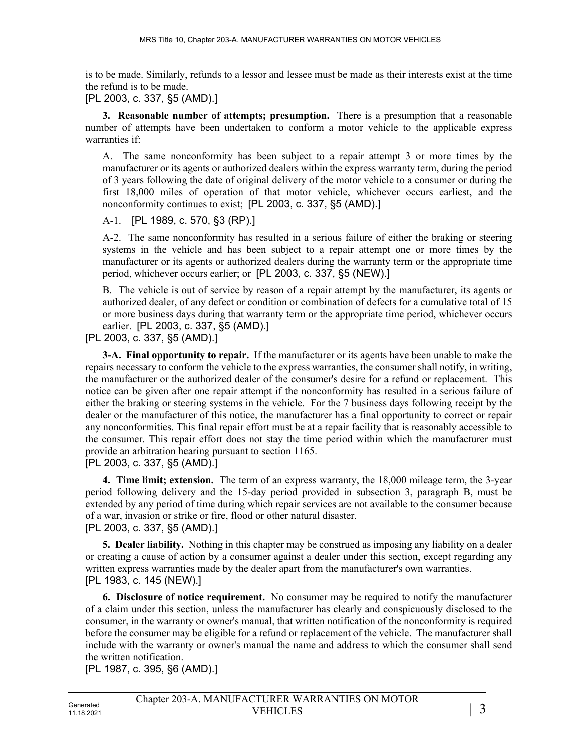is to be made. Similarly, refunds to a lessor and lessee must be made as their interests exist at the time the refund is to be made.

[PL 2003, c. 337, §5 (AMD).]

**3. Reasonable number of attempts; presumption.** There is a presumption that a reasonable number of attempts have been undertaken to conform a motor vehicle to the applicable express warranties if:

A. The same nonconformity has been subject to a repair attempt 3 or more times by the manufacturer or its agents or authorized dealers within the express warranty term, during the period of 3 years following the date of original delivery of the motor vehicle to a consumer or during the first 18,000 miles of operation of that motor vehicle, whichever occurs earliest, and the nonconformity continues to exist; [PL 2003, c. 337, §5 (AMD).]

A-1. [PL 1989, c. 570, §3 (RP).]

A-2. The same nonconformity has resulted in a serious failure of either the braking or steering systems in the vehicle and has been subject to a repair attempt one or more times by the manufacturer or its agents or authorized dealers during the warranty term or the appropriate time period, whichever occurs earlier; or [PL 2003, c. 337, §5 (NEW).]

B. The vehicle is out of service by reason of a repair attempt by the manufacturer, its agents or authorized dealer, of any defect or condition or combination of defects for a cumulative total of 15 or more business days during that warranty term or the appropriate time period, whichever occurs earlier. [PL 2003, c. 337, §5 (AMD).]

[PL 2003, c. 337, §5 (AMD).]

**3-A. Final opportunity to repair.** If the manufacturer or its agents have been unable to make the repairs necessary to conform the vehicle to the express warranties, the consumer shall notify, in writing, the manufacturer or the authorized dealer of the consumer's desire for a refund or replacement. This notice can be given after one repair attempt if the nonconformity has resulted in a serious failure of either the braking or steering systems in the vehicle. For the 7 business days following receipt by the dealer or the manufacturer of this notice, the manufacturer has a final opportunity to correct or repair any nonconformities. This final repair effort must be at a repair facility that is reasonably accessible to the consumer. This repair effort does not stay the time period within which the manufacturer must provide an arbitration hearing pursuant to section 1165.

[PL 2003, c. 337, §5 (AMD).]

**4. Time limit; extension.** The term of an express warranty, the 18,000 mileage term, the 3-year period following delivery and the 15-day period provided in subsection 3, paragraph B, must be extended by any period of time during which repair services are not available to the consumer because of a war, invasion or strike or fire, flood or other natural disaster.

[PL 2003, c. 337, §5 (AMD).]

**5. Dealer liability.** Nothing in this chapter may be construed as imposing any liability on a dealer or creating a cause of action by a consumer against a dealer under this section, except regarding any written express warranties made by the dealer apart from the manufacturer's own warranties.

[PL 1983, c. 145 (NEW).]

**6. Disclosure of notice requirement.** No consumer may be required to notify the manufacturer of a claim under this section, unless the manufacturer has clearly and conspicuously disclosed to the consumer, in the warranty or owner's manual, that written notification of the nonconformity is required before the consumer may be eligible for a refund or replacement of the vehicle. The manufacturer shall include with the warranty or owner's manual the name and address to which the consumer shall send the written notification.

[PL 1987, c. 395, §6 (AMD).]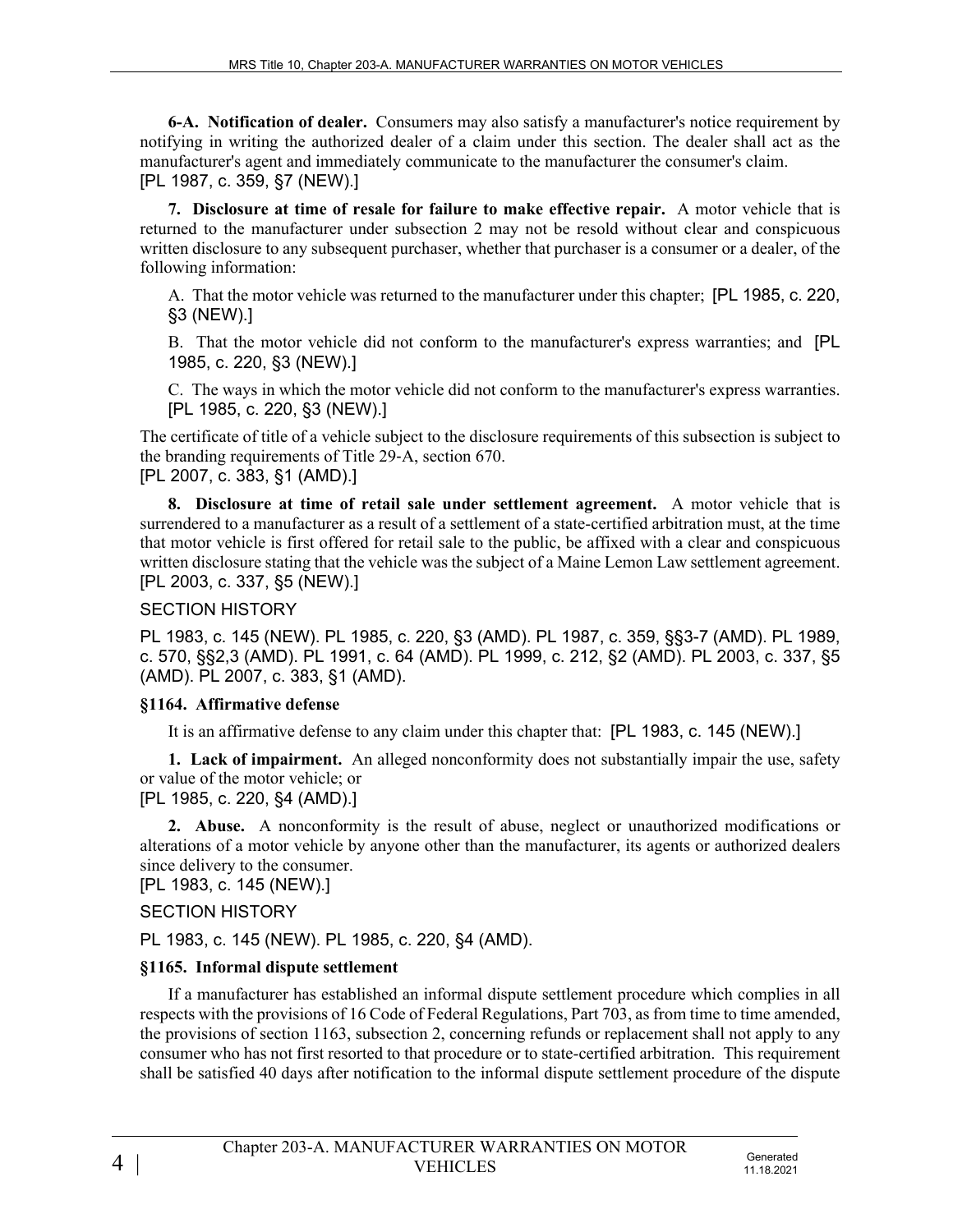**6-A. Notification of dealer.** Consumers may also satisfy a manufacturer's notice requirement by notifying in writing the authorized dealer of a claim under this section. The dealer shall act as the manufacturer's agent and immediately communicate to the manufacturer the consumer's claim.
[PL 1987, c. 359, §7 (NEW).]

**7. Disclosure at time of resale for failure to make effective repair.** A motor vehicle that is returned to the manufacturer under subsection 2 may not be resold without clear and conspicuous written disclosure to any subsequent purchaser, whether that purchaser is a consumer or a dealer, of the following information:

A. That the motor vehicle was returned to the manufacturer under this chapter; [PL 1985, c. 220, §3 (NEW).]

B. That the motor vehicle did not conform to the manufacturer's express warranties; and [PL 1985, c. 220, §3 (NEW).]

C. The ways in which the motor vehicle did not conform to the manufacturer's express warranties. [PL 1985, c. 220, §3 (NEW).]

The certificate of title of a vehicle subject to the disclosure requirements of this subsection is subject to the branding requirements of Title 29-A, section 670.
[PL 2007, c. 383, §1 (AMD).]

**8. Disclosure at time of retail sale under settlement agreement.** A motor vehicle that is surrendered to a manufacturer as a result of a settlement of a state-certified arbitration must, at the time that motor vehicle is first offered for retail sale to the public, be affixed with a clear and conspicuous written disclosure stating that the vehicle was the subject of a Maine Lemon Law settlement agreement.
[PL 2003, c. 337, §5 (NEW).]

SECTION HISTORY

PL 1983, c. 145 (NEW). PL 1985, c. 220, §3 (AMD). PL 1987, c. 359, §§3-7 (AMD). PL 1989, c. 570, §§2,3 (AMD). PL 1991, c. 64 (AMD). PL 1999, c. 212, §2 (AMD). PL 2003, c. 337, §5 (AMD). PL 2007, c. 383, §1 (AMD).

### §1164. Affirmative defense

It is an affirmative defense to any claim under this chapter that: [PL 1983, c. 145 (NEW).]

**1. Lack of impairment.** An alleged nonconformity does not substantially impair the use, safety or value of the motor vehicle; or
[PL 1985, c. 220, §4 (AMD).]

**2. Abuse.** A nonconformity is the result of abuse, neglect or unauthorized modifications or alterations of a motor vehicle by anyone other than the manufacturer, its agents or authorized dealers since delivery to the consumer.
[PL 1983, c. 145 (NEW).]

SECTION HISTORY

PL 1983, c. 145 (NEW). PL 1985, c. 220, §4 (AMD).

### §1165. Informal dispute settlement

If a manufacturer has established an informal dispute settlement procedure which complies in all respects with the provisions of 16 Code of Federal Regulations, Part 703, as from time to time amended, the provisions of section 1163, subsection 2, concerning refunds or replacement shall not apply to any consumer who has not first resorted to that procedure or to state-certified arbitration. This requirement shall be satisfied 40 days after notification to the informal dispute settlement procedure of the dispute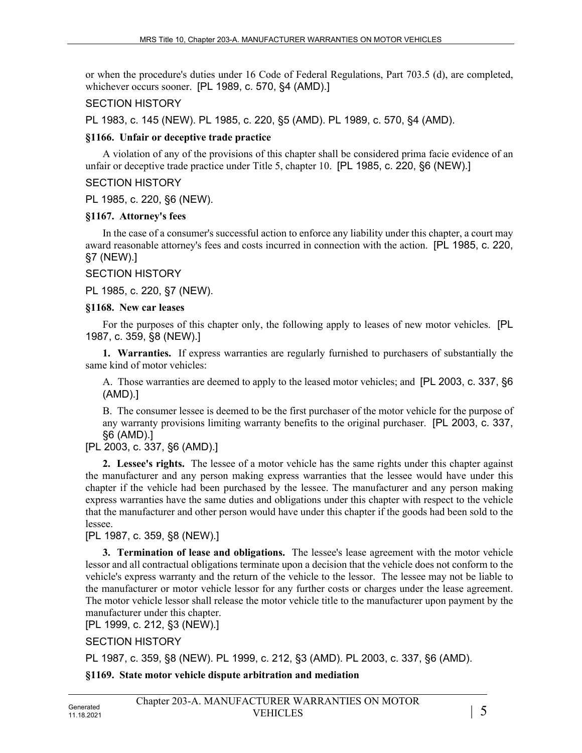or when the procedure's duties under 16 Code of Federal Regulations, Part 703.5 (d), are completed, whichever occurs sooner. [PL 1989, c. 570, §4 (AMD).]

SECTION HISTORY

PL 1983, c. 145 (NEW). PL 1985, c. 220, §5 (AMD). PL 1989, c. 570, §4 (AMD).

**§1166. Unfair or deceptive trade practice**

A violation of any of the provisions of this chapter shall be considered prima facie evidence of an unfair or deceptive trade practice under Title 5, chapter 10. [PL 1985, c. 220, §6 (NEW).]

SECTION HISTORY

PL 1985, c. 220, §6 (NEW).

**§1167. Attorney's fees**

In the case of a consumer's successful action to enforce any liability under this chapter, a court may award reasonable attorney's fees and costs incurred in connection with the action. [PL 1985, c. 220, §7 (NEW).]

SECTION HISTORY

PL 1985, c. 220, §7 (NEW).

**§1168. New car leases**

For the purposes of this chapter only, the following apply to leases of new motor vehicles. [PL 1987, c. 359, §8 (NEW).]

**1. Warranties.** If express warranties are regularly furnished to purchasers of substantially the same kind of motor vehicles:

A. Those warranties are deemed to apply to the leased motor vehicles; and [PL 2003, c. 337, §6 (AMD).]

B. The consumer lessee is deemed to be the first purchaser of the motor vehicle for the purpose of any warranty provisions limiting warranty benefits to the original purchaser. [PL 2003, c. 337, §6 (AMD).]

[PL 2003, c. 337, §6 (AMD).]

**2. Lessee's rights.** The lessee of a motor vehicle has the same rights under this chapter against the manufacturer and any person making express warranties that the lessee would have under this chapter if the vehicle had been purchased by the lessee. The manufacturer and any person making express warranties have the same duties and obligations under this chapter with respect to the vehicle that the manufacturer and other person would have under this chapter if the goods had been sold to the lessee.

[PL 1987, c. 359, §8 (NEW).]

**3. Termination of lease and obligations.** The lessee's lease agreement with the motor vehicle lessor and all contractual obligations terminate upon a decision that the vehicle does not conform to the vehicle's express warranty and the return of the vehicle to the lessor. The lessee may not be liable to the manufacturer or motor vehicle lessor for any further costs or charges under the lease agreement. The motor vehicle lessor shall release the motor vehicle title to the manufacturer upon payment by the manufacturer under this chapter.

[PL 1999, c. 212, §3 (NEW).]

SECTION HISTORY

PL 1987, c. 359, §8 (NEW). PL 1999, c. 212, §3 (AMD). PL 2003, c. 337, §6 (AMD).

**§1169. State motor vehicle dispute arbitration and mediation**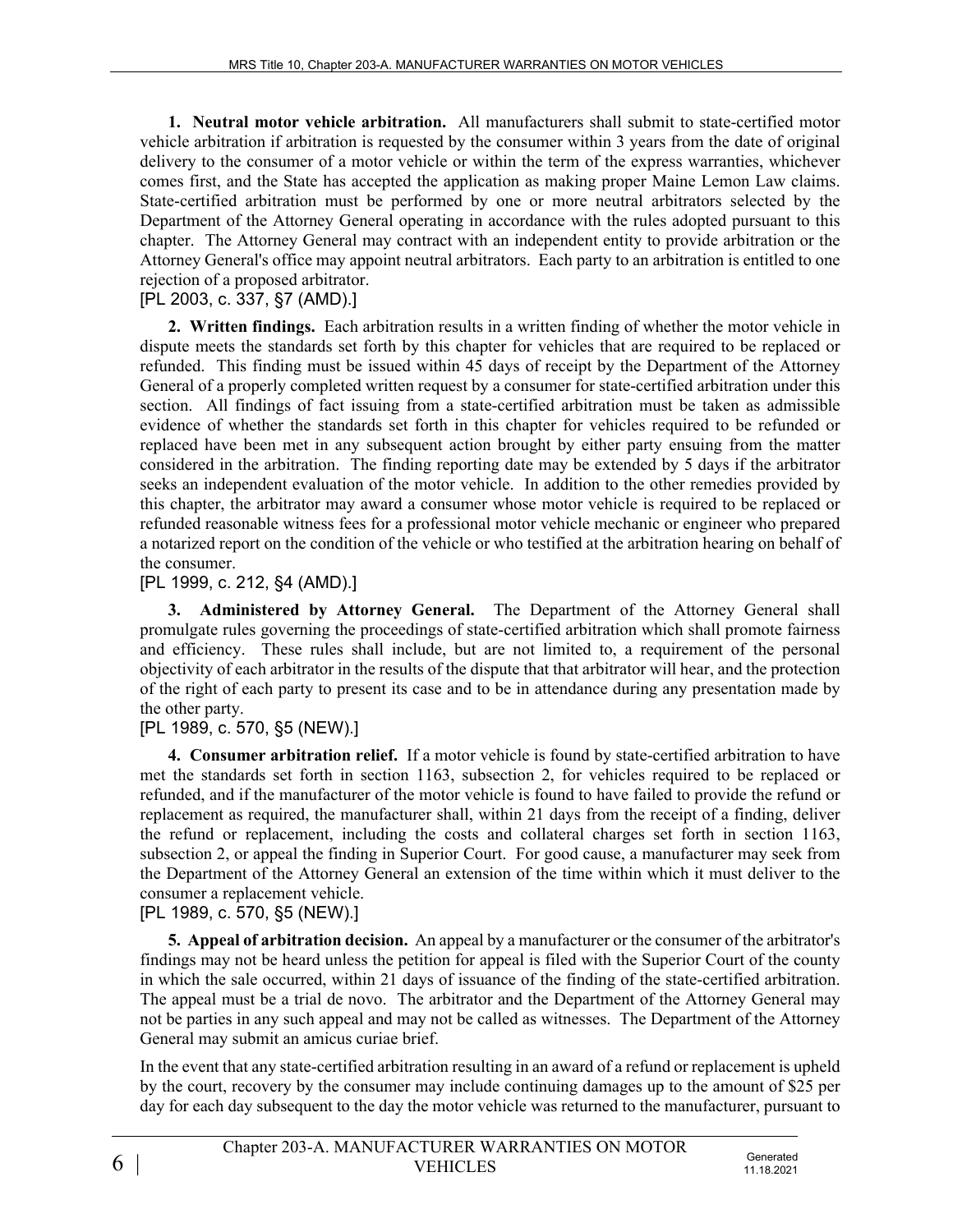**1. Neutral motor vehicle arbitration.** All manufacturers shall submit to state-certified motor vehicle arbitration if arbitration is requested by the consumer within 3 years from the date of original delivery to the consumer of a motor vehicle or within the term of the express warranties, whichever comes first, and the State has accepted the application as making proper Maine Lemon Law claims. State-certified arbitration must be performed by one or more neutral arbitrators selected by the Department of the Attorney General operating in accordance with the rules adopted pursuant to this chapter. The Attorney General may contract with an independent entity to provide arbitration or the Attorney General's office may appoint neutral arbitrators. Each party to an arbitration is entitled to one rejection of a proposed arbitrator.

[PL 2003, c. 337, §7 (AMD).]

**2. Written findings.** Each arbitration results in a written finding of whether the motor vehicle in dispute meets the standards set forth by this chapter for vehicles that are required to be replaced or refunded. This finding must be issued within 45 days of receipt by the Department of the Attorney General of a properly completed written request by a consumer for state-certified arbitration under this section. All findings of fact issuing from a state-certified arbitration must be taken as admissible evidence of whether the standards set forth in this chapter for vehicles required to be refunded or replaced have been met in any subsequent action brought by either party ensuing from the matter considered in the arbitration. The finding reporting date may be extended by 5 days if the arbitrator seeks an independent evaluation of the motor vehicle. In addition to the other remedies provided by this chapter, the arbitrator may award a consumer whose motor vehicle is required to be replaced or refunded reasonable witness fees for a professional motor vehicle mechanic or engineer who prepared a notarized report on the condition of the vehicle or who testified at the arbitration hearing on behalf of the consumer.

[PL 1999, c. 212, §4 (AMD).]

**3. Administered by Attorney General.** The Department of the Attorney General shall promulgate rules governing the proceedings of state-certified arbitration which shall promote fairness and efficiency. These rules shall include, but are not limited to, a requirement of the personal objectivity of each arbitrator in the results of the dispute that that arbitrator will hear, and the protection of the right of each party to present its case and to be in attendance during any presentation made by the other party.

[PL 1989, c. 570, §5 (NEW).]

**4. Consumer arbitration relief.** If a motor vehicle is found by state-certified arbitration to have met the standards set forth in section 1163, subsection 2, for vehicles required to be replaced or refunded, and if the manufacturer of the motor vehicle is found to have failed to provide the refund or replacement as required, the manufacturer shall, within 21 days from the receipt of a finding, deliver the refund or replacement, including the costs and collateral charges set forth in section 1163, subsection 2, or appeal the finding in Superior Court. For good cause, a manufacturer may seek from the Department of the Attorney General an extension of the time within which it must deliver to the consumer a replacement vehicle.

[PL 1989, c. 570, §5 (NEW).]

**5. Appeal of arbitration decision.** An appeal by a manufacturer or the consumer of the arbitrator's findings may not be heard unless the petition for appeal is filed with the Superior Court of the county in which the sale occurred, within 21 days of issuance of the finding of the state-certified arbitration. The appeal must be a trial de novo. The arbitrator and the Department of the Attorney General may not be parties in any such appeal and may not be called as witnesses. The Department of the Attorney General may submit an amicus curiae brief.

In the event that any state-certified arbitration resulting in an award of a refund or replacement is upheld by the court, recovery by the consumer may include continuing damages up to the amount of $25 per day for each day subsequent to the day the motor vehicle was returned to the manufacturer, pursuant to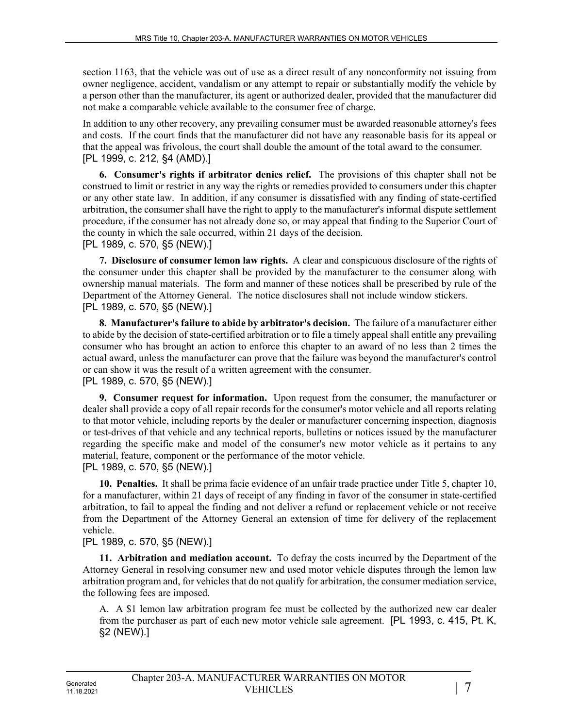section 1163, that the vehicle was out of use as a direct result of any nonconformity not issuing from owner negligence, accident, vandalism or any attempt to repair or substantially modify the vehicle by a person other than the manufacturer, its agent or authorized dealer, provided that the manufacturer did not make a comparable vehicle available to the consumer free of charge.

In addition to any other recovery, any prevailing consumer must be awarded reasonable attorney's fees and costs. If the court finds that the manufacturer did not have any reasonable basis for its appeal or that the appeal was frivolous, the court shall double the amount of the total award to the consumer.
[PL 1999, c. 212, §4 (AMD).]

**6. Consumer's rights if arbitrator denies relief.** The provisions of this chapter shall not be construed to limit or restrict in any way the rights or remedies provided to consumers under this chapter or any other state law. In addition, if any consumer is dissatisfied with any finding of state-certified arbitration, the consumer shall have the right to apply to the manufacturer's informal dispute settlement procedure, if the consumer has not already done so, or may appeal that finding to the Superior Court of the county in which the sale occurred, within 21 days of the decision.
[PL 1989, c. 570, §5 (NEW).]

**7. Disclosure of consumer lemon law rights.** A clear and conspicuous disclosure of the rights of the consumer under this chapter shall be provided by the manufacturer to the consumer along with ownership manual materials. The form and manner of these notices shall be prescribed by rule of the Department of the Attorney General. The notice disclosures shall not include window stickers.
[PL 1989, c. 570, §5 (NEW).]

**8. Manufacturer's failure to abide by arbitrator's decision.** The failure of a manufacturer either to abide by the decision of state-certified arbitration or to file a timely appeal shall entitle any prevailing consumer who has brought an action to enforce this chapter to an award of no less than 2 times the actual award, unless the manufacturer can prove that the failure was beyond the manufacturer's control or can show it was the result of a written agreement with the consumer.
[PL 1989, c. 570, §5 (NEW).]

**9. Consumer request for information.** Upon request from the consumer, the manufacturer or dealer shall provide a copy of all repair records for the consumer's motor vehicle and all reports relating to that motor vehicle, including reports by the dealer or manufacturer concerning inspection, diagnosis or test-drives of that vehicle and any technical reports, bulletins or notices issued by the manufacturer regarding the specific make and model of the consumer's new motor vehicle as it pertains to any material, feature, component or the performance of the motor vehicle.
[PL 1989, c. 570, §5 (NEW).]

**10. Penalties.** It shall be prima facie evidence of an unfair trade practice under Title 5, chapter 10, for a manufacturer, within 21 days of receipt of any finding in favor of the consumer in state-certified arbitration, to fail to appeal the finding and not deliver a refund or replacement vehicle or not receive from the Department of the Attorney General an extension of time for delivery of the replacement vehicle.
[PL 1989, c. 570, §5 (NEW).]

**11. Arbitration and mediation account.** To defray the costs incurred by the Department of the Attorney General in resolving consumer new and used motor vehicle disputes through the lemon law arbitration program and, for vehicles that do not qualify for arbitration, the consumer mediation service, the following fees are imposed.

A. A $1 lemon law arbitration program fee must be collected by the authorized new car dealer from the purchaser as part of each new motor vehicle sale agreement. [PL 1993, c. 415, Pt. K, §2 (NEW).]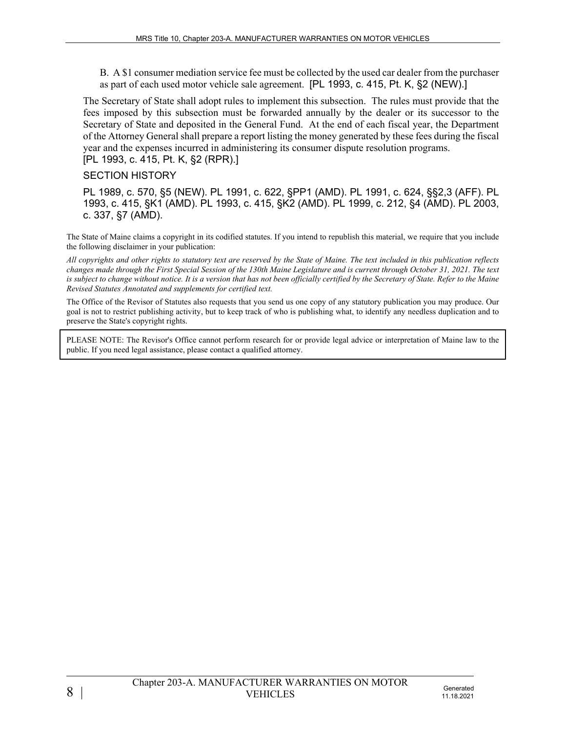B. A $1 consumer mediation service fee must be collected by the used car dealer from the purchaser as part of each used motor vehicle sale agreement. [PL 1993, c. 415, Pt. K, §2 (NEW).]

The Secretary of State shall adopt rules to implement this subsection. The rules must provide that the fees imposed by this subsection must be forwarded annually by the dealer or its successor to the Secretary of State and deposited in the General Fund. At the end of each fiscal year, the Department of the Attorney General shall prepare a report listing the money generated by these fees during the fiscal year and the expenses incurred in administering its consumer dispute resolution programs.
[PL 1993, c. 415, Pt. K, §2 (RPR).]

SECTION HISTORY

PL 1989, c. 570, §5 (NEW). PL 1991, c. 622, §PP1 (AMD). PL 1991, c. 624, §§2,3 (AFF). PL 1993, c. 415, §K1 (AMD). PL 1993, c. 415, §K2 (AMD). PL 1999, c. 212, §4 (AMD). PL 2003, c. 337, §7 (AMD).

The State of Maine claims a copyright in its codified statutes. If you intend to republish this material, we require that you include the following disclaimer in your publication:

*All copyrights and other rights to statutory text are reserved by the State of Maine. The text included in this publication reflects changes made through the First Special Session of the 130th Maine Legislature and is current through October 31, 2021. The text is subject to change without notice. It is a version that has not been officially certified by the Secretary of State. Refer to the Maine Revised Statutes Annotated and supplements for certified text.*

The Office of the Revisor of Statutes also requests that you send us one copy of any statutory publication you may produce. Our goal is not to restrict publishing activity, but to keep track of who is publishing what, to identify any needless duplication and to preserve the State's copyright rights.

PLEASE NOTE: The Revisor's Office cannot perform research for or provide legal advice or interpretation of Maine law to the public. If you need legal assistance, please contact a qualified attorney.